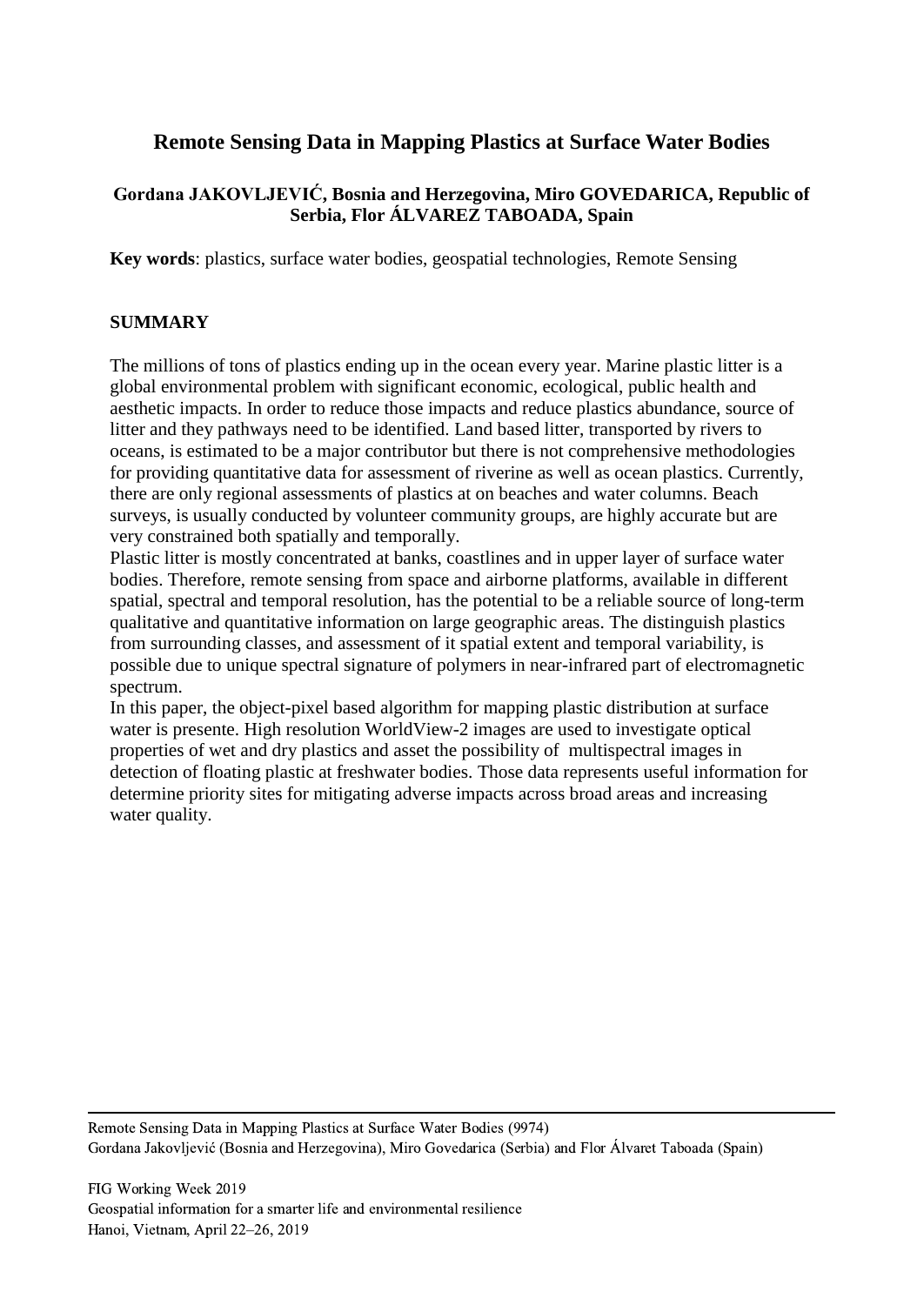# Remote Sensing Data in Mapping Plastics at Surface Water Bodies

**Gordana JAKOVLJEVIĆ, Bosnia and Herzegovina, Miro GOVEDARICA, Republic of Serbia, Flor ÁLVAREZ TABOADA, Spain**

**Key words**: plastics, surface water bodies, geospatial technologies, Remote Sensing

## SUMMARY

The millions of tons of plastics ending up in the ocean every year. Marine plastic litter is a global environmental problem with significant economic, ecological, public health and aesthetic impacts. In order to reduce those impacts and reduce plastics abundance, source of litter and they pathways need to be identified. Land based litter, transported by rivers to oceans, is estimated to be a major contributor but there is not comprehensive methodologies for providing quantitative data for assessment of riverine as well as ocean plastics. Currently, there are only regional assessments of plastics at on beaches and water columns. Beach surveys, is usually conducted by volunteer community groups, are highly accurate but are very constrained both spatially and temporally.

Plastic litter is mostly concentrated at banks, coastlines and in upper layer of surface water bodies. Therefore, remote sensing from space and airborne platforms, available in different spatial, spectral and temporal resolution, has the potential to be a reliable source of long-term qualitative and quantitative information on large geographic areas. The distinguish plastics from surrounding classes, and assessment of it spatial extent and temporal variability, is possible due to unique spectral signature of polymers in near-infrared part of electromagnetic spectrum.

In this paper, the object-pixel based algorithm for mapping plastic distribution at surface water is presente. High resolution WorldView-2 images are used to investigate optical properties of wet and dry plastics and asset the possibility of multispectral images in detection of floating plastic at freshwater bodies. Those data represents useful information for determine priority sites for mitigating adverse impacts across broad areas and increasing water quality.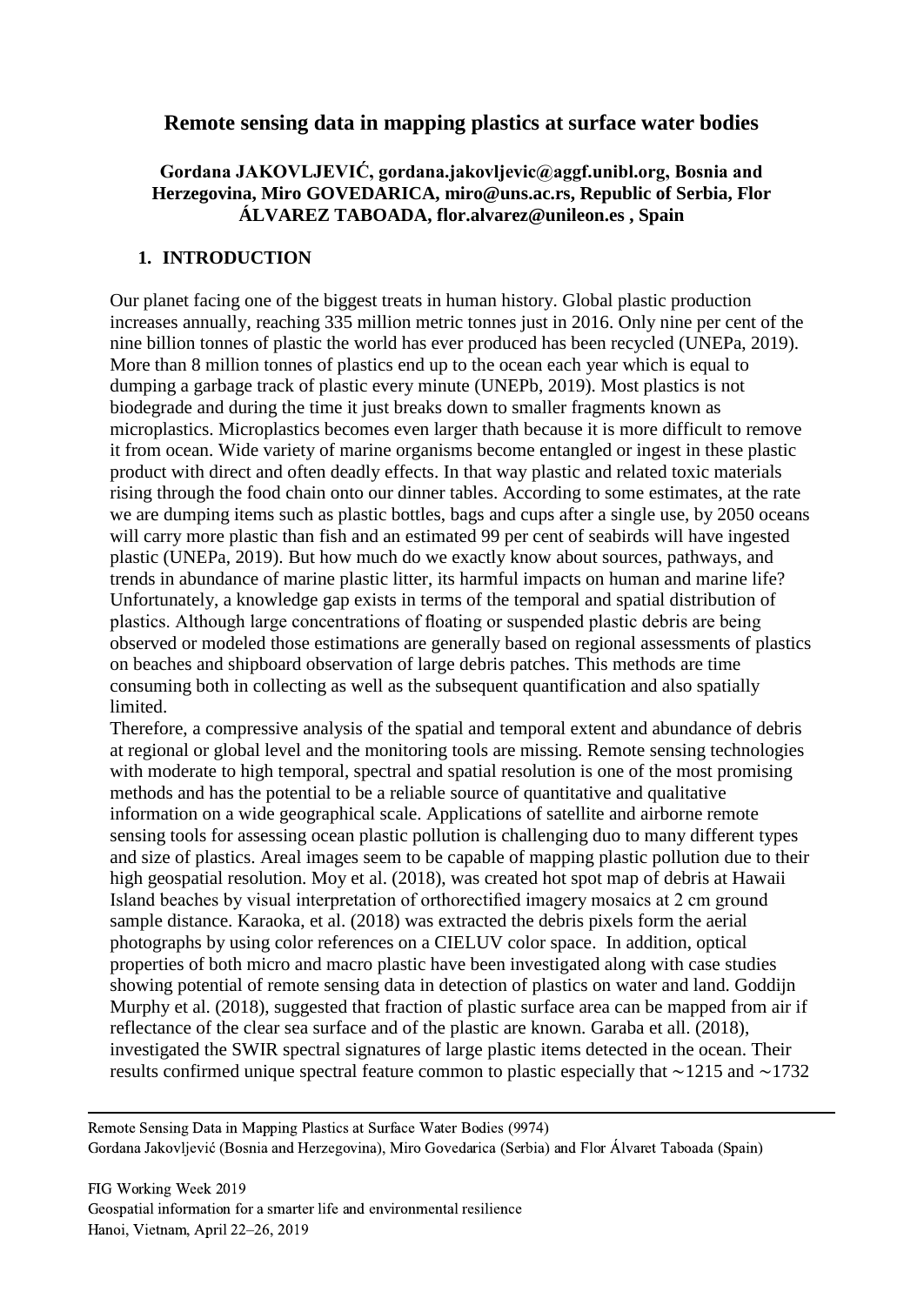# Remote sensing data in mapping plastics at surface water bodies

**Gordana JAKOVLJEVIĆ, gordana.jakovljevic@aggf.unibl.org, Bosnia and Herzegovina, Miro GOVEDARICA, miro@uns.ac.rs, Republic of Serbia, Flor ÁLVAREZ TABOADA, flor.alvarez@unileon.es , Spain**

## 1. INTRODUCTION

Our planet facing one of the biggest treats in human history. Global plastic production increases annually, reaching 335 million metric tonnes just in 2016. Only nine per cent of the nine billion tonnes of plastic the world has ever produced has been recycled (UNEPa, 2019). More than 8 million tonnes of plastics end up to the ocean each year which is equal to dumping a garbage track of plastic every minute (UNEPb, 2019). Most plastics is not biodegrade and during the time it just breaks down to smaller fragments known as microplastics. Microplastics becomes even larger thath because it is more difficult to remove it from ocean. Wide variety of marine organisms become entangled or ingest in these plastic product with direct and often deadly effects. In that way plastic and related toxic materials rising through the food chain onto our dinner tables. According to some estimates, at the rate we are dumping items such as plastic bottles, bags and cups after a single use, by 2050 oceans will carry more plastic than fish and an estimated 99 per cent of seabirds will have ingested plastic (UNEPa, 2019). But how much do we exactly know about sources, pathways, and trends in abundance of marine plastic litter, its harmful impacts on human and marine life? Unfortunately, a knowledge gap exists in terms of the temporal and spatial distribution of plastics. Although large concentrations of floating or suspended plastic debris are being observed or modeled those estimations are generally based on regional assessments of plastics on beaches and shipboard observation of large debris patches. This methods are time consuming both in collecting as well as the subsequent quantification and also spatially limited.

Therefore, a compressive analysis of the spatial and temporal extent and abundance of debris at regional or global level and the monitoring tools are missing. Remote sensing technologies with moderate to high temporal, spectral and spatial resolution is one of the most promising methods and has the potential to be a reliable source of quantitative and qualitative information on a wide geographical scale. Applications of satellite and airborne remote sensing tools for assessing ocean plastic pollution is challenging duo to many different types and size of plastics. Areal images seem to be capable of mapping plastic pollution due to their high geospatial resolution. Moy et al. (2018), was created hot spot map of debris at Hawaii Island beaches by visual interpretation of orthorectified imagery mosaics at 2 cm ground sample distance. Karaoka, et al. (2018) was extracted the debris pixels form the aerial photographs by using color references on a CIELUV color space. In addition, optical properties of both micro and macro plastic have been investigated along with case studies showing potential of remote sensing data in detection of plastics on water and land. Goddijn Murphy et al. (2018), suggested that fraction of plastic surface area can be mapped from air if reflectance of the clear sea surface and of the plastic are known. Garaba et all. (2018), investigated the SWIR spectral signatures of large plastic items detected in the ocean. Their results confirmed unique spectral feature common to plastic especially that ∼1215 and ∼1732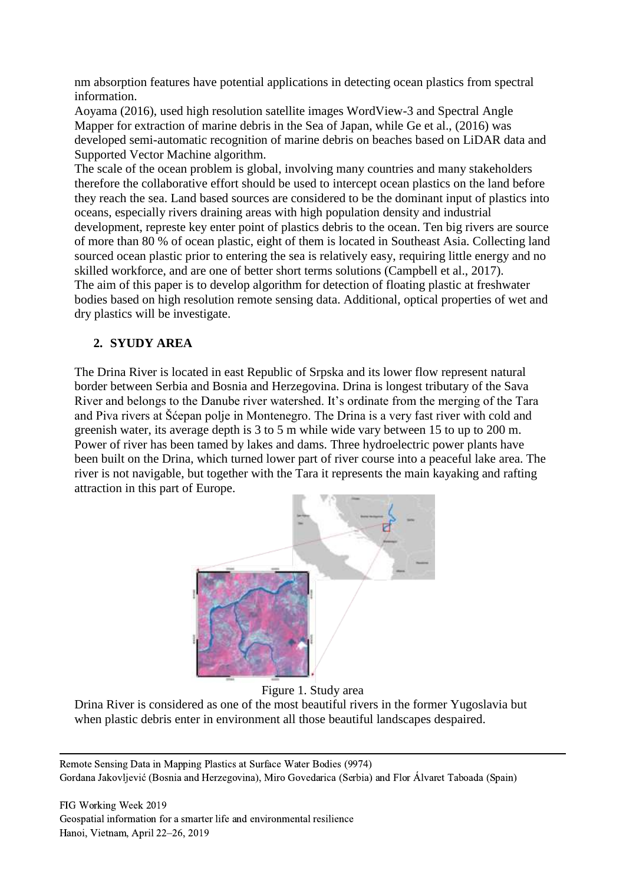nm absorption features have potential applications in detecting ocean plastics from spectral information.

Aoyama (2016), used high resolution satellite images WordView-3 and Spectral Angle Mapper for extraction of marine debris in the Sea of Japan, while Ge et al., (2016) was developed semi-automatic recognition of marine debris on beaches based on LiDAR data and Supported Vector Machine algorithm.

The scale of the ocean problem is global, involving many countries and many stakeholders therefore the collaborative effort should be used to intercept ocean plastics on the land before they reach the sea. Land based sources are considered to be the dominant input of plastics into oceans, especially rivers draining areas with high population density and industrial development, represte key enter point of plastics debris to the ocean. Ten big rivers are source of more than 80 % of ocean plastic, eight of them is located in Southeast Asia. Collecting land sourced ocean plastic prior to entering the sea is relatively easy, requiring little energy and no skilled workforce, and are one of better short terms solutions (Campbell et al., 2017).

The aim of this paper is to develop algorithm for detection of floating plastic at freshwater bodies based on high resolution remote sensing data. Additional, optical properties of wet and dry plastics will be investigate.

## 2. SYUDY AREA

The Drina River is located in east Republic of Srpska and its lower flow represent natural border between Serbia and Bosnia and Herzegovina. Drina is longest tributary of the Sava River and belongs to the Danube river watershed. It's ordinate from the merging of the Tara and Piva rivers at Šćepan polje in Montenegro. The Drina is a very fast river with cold and greenish water, its average depth is 3 to 5 m while wide vary between 15 to up to 200 m. Power of river has been tamed by lakes and dams. Three hydroelectric power plants have been built on the Drina, which turned lower part of river course into a peaceful lake area. The river is not navigable, but together with the Tara it represents the main kayaking and rafting attraction in this part of Europe.

Figure 1. Study area

Drina River is considered as one of the most beautiful rivers in the former Yugoslavia but when plastic debris enter in environment all those beautiful landscapes despaired.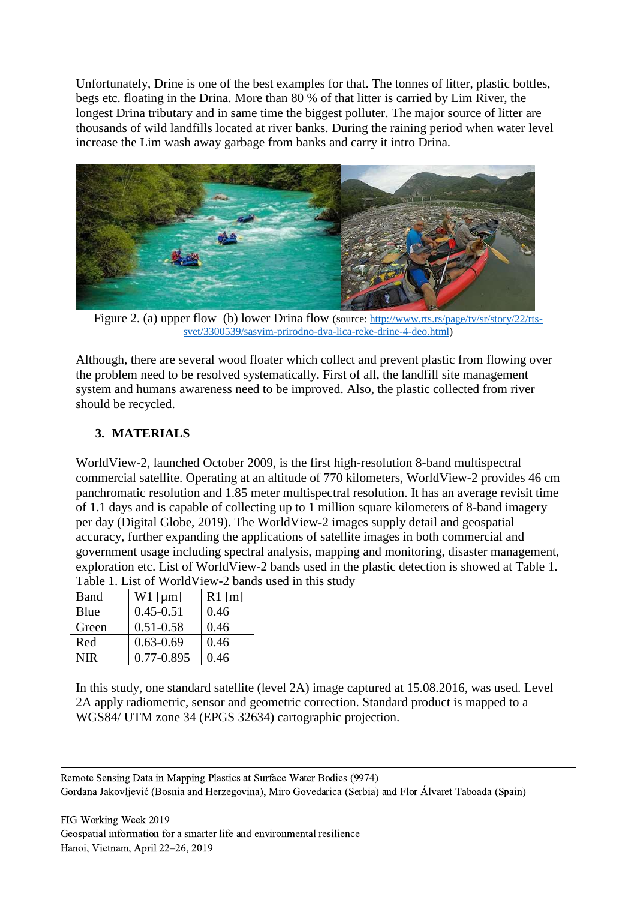Unfortunately, Drine is one of the best examples for that. The tonnes of litter, plastic bottles, begs etc. floating in the Drina. More than 80 % of that litter is carried by Lim River, the longest Drina tributary and in same time the biggest polluter. The major source of litter are thousands of wild landfills located at river banks. During the raining period when water level increase the Lim wash away garbage from banks and carry it intro Drina.

Figure 2. (a) upper flow (b) lower Drina flow (source: http://www.rts.rs/page/tv/sr/story/22/rts-svet/3300539/sasvim-prirodno-dva-lica-reke-drine-4-deo.html)

Although, there are several wood floater which collect and prevent plastic from flowing over the problem need to be resolved systematically. First of all, the landfill site management system and humans awareness need to be improved. Also, the plastic collected from river should be recycled.

## 3. MATERIALS

WorldView-2, launched October 2009, is the first high-resolution 8-band multispectral commercial satellite. Operating at an altitude of 770 kilometers, WorldView-2 provides 46 cm panchromatic resolution and 1.85 meter multispectral resolution. It has an average revisit time of 1.1 days and is capable of collecting up to 1 million square kilometers of 8-band imagery per day (Digital Globe, 2019). The WorldView-2 images supply detail and geospatial accuracy, further expanding the applications of satellite images in both commercial and government usage including spectral analysis, mapping and monitoring, disaster management, exploration etc. List of WorldView-2 bands used in the plastic detection is showed at Table 1.

Table 1. List of WorldView-2 bands used in this study

| Band | W1 [µm] | R1 [m] |
|---|---|---|
| Blue | 0.45-0.51 | 0.46 |
| Green | 0.51-0.58 | 0.46 |
| Red | 0.63-0.69 | 0.46 |
| NIR | 0.77-0.895 | 0.46 |

In this study, one standard satellite (level 2A) image captured at 15.08.2016, was used. Level 2A apply radiometric, sensor and geometric correction. Standard product is mapped to a WGS84/ UTM zone 34 (EPGS 32634) cartographic projection.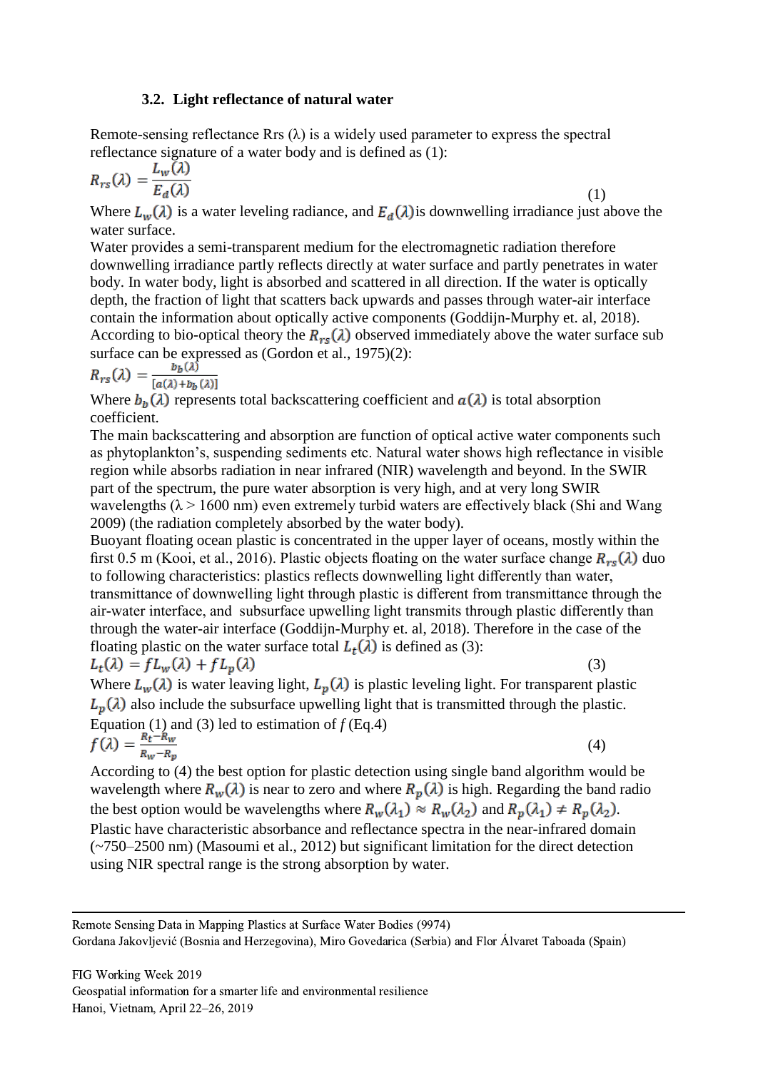### 3.2. Light reflectance of natural water

Remote-sensing reflectance Rrs (λ) is a widely used parameter to express the spectral reflectance signature of a water body and is defined as (1):

$$R_{rs}(\lambda) = \frac{L_w(\lambda)}{E_d(\lambda)} \tag{1}$$

Where $L_w(\lambda)$ is a water leveling radiance, and $E_d(\lambda)$is downwelling irradiance just above the water surface.

Water provides a semi-transparent medium for the electromagnetic radiation therefore downwelling irradiance partly reflects directly at water surface and partly penetrates in water body. In water body, light is absorbed and scattered in all direction. If the water is optically depth, the fraction of light that scatters back upwards and passes through water-air interface contain the information about optically active components (Goddijn-Murphy et. al, 2018). According to bio-optical theory the $R_{rs}(\lambda)$ observed immediately above the water surface sub surface can be expressed as (Gordon et al., 1975)(2):

$$R_{rs}(\lambda) = \frac{b_b(\lambda)}{[a(\lambda) + b_b(\lambda)]}$$

Where $b_b(\lambda)$ represents total backscattering coefficient and $a(\lambda)$ is total absorption coefficient.

The main backscattering and absorption are function of optical active water components such as phytoplankton's, suspending sediments etc. Natural water shows high reflectance in visible region while absorbs radiation in near infrared (NIR) wavelength and beyond. In the SWIR part of the spectrum, the pure water absorption is very high, and at very long SWIR wavelengths (λ > 1600 nm) even extremely turbid waters are effectively black (Shi and Wang 2009) (the radiation completely absorbed by the water body).

Buoyant floating ocean plastic is concentrated in the upper layer of oceans, mostly within the first 0.5 m (Kooi, et al., 2016). Plastic objects floating on the water surface change $R_{rs}(\lambda)$ duo to following characteristics: plastics reflects downwelling light differently than water, transmittance of downwelling light through plastic is different from transmittance through the air-water interface, and subsurface upwelling light transmits through plastic differently than through the water-air interface (Goddijn-Murphy et. al, 2018). Therefore in the case of the floating plastic on the water surface total $L_t(\lambda)$ is defined as (3):

$$L_t(\lambda) = fL_w(\lambda) + fL_p(\lambda) \tag{3}$$

Where $L_w(\lambda)$ is water leaving light, $L_p(\lambda)$ is plastic leveling light. For transparent plastic $L_p(\lambda)$ also include the subsurface upwelling light that is transmitted through the plastic. Equation (1) and (3) led to estimation of *f* (Eq.4)

$$f(\lambda) = \frac{R_t - R_w}{R_w - R_p} \tag{4}$$

According to (4) the best option for plastic detection using single band algorithm would be wavelength where $R_w(\lambda)$ is near to zero and where $R_p(\lambda)$ is high. Regarding the band radio the best option would be wavelengths where $R_w(\lambda_1) \approx R_w(\lambda_2)$ and $R_p(\lambda_1) \neq R_p(\lambda_2)$.

Plastic have characteristic absorbance and reflectance spectra in the near-infrared domain (~750–2500 nm) (Masoumi et al., 2012) but significant limitation for the direct detection using NIR spectral range is the strong absorption by water.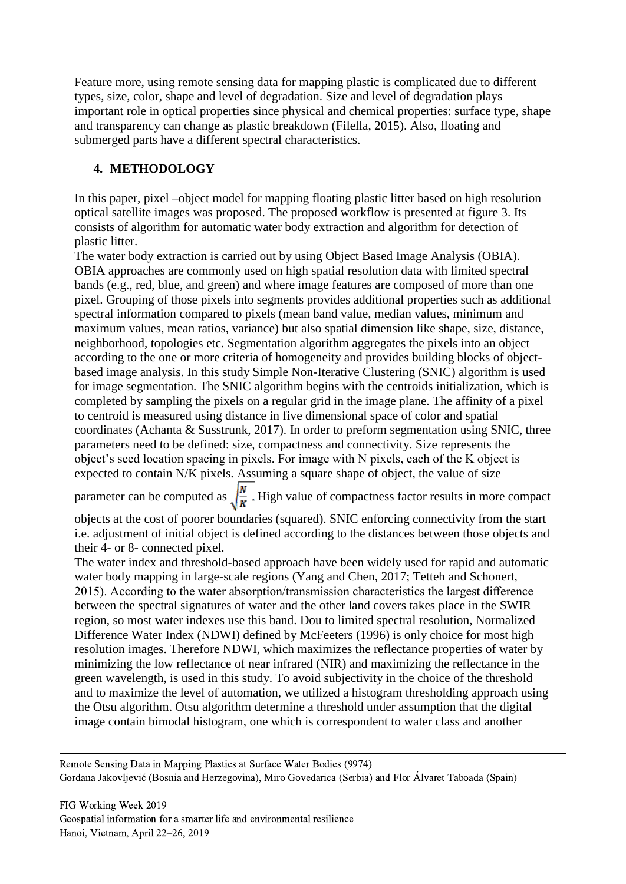Feature more, using remote sensing data for mapping plastic is complicated due to different types, size, color, shape and level of degradation. Size and level of degradation plays important role in optical properties since physical and chemical properties: surface type, shape and transparency can change as plastic breakdown (Filella, 2015). Also, floating and submerged parts have a different spectral characteristics.

## 4. METHODOLOGY

In this paper, pixel –object model for mapping floating plastic litter based on high resolution optical satellite images was proposed. The proposed workflow is presented at figure 3. Its consists of algorithm for automatic water body extraction and algorithm for detection of plastic litter.

The water body extraction is carried out by using Object Based Image Analysis (OBIA). OBIA approaches are commonly used on high spatial resolution data with limited spectral bands (e.g., red, blue, and green) and where image features are composed of more than one pixel. Grouping of those pixels into segments provides additional properties such as additional spectral information compared to pixels (mean band value, median values, minimum and maximum values, mean ratios, variance) but also spatial dimension like shape, size, distance, neighborhood, topologies etc. Segmentation algorithm aggregates the pixels into an object according to the one or more criteria of homogeneity and provides building blocks of object-based image analysis. In this study Simple Non-Iterative Clustering (SNIC) algorithm is used for image segmentation. The SNIC algorithm begins with the centroids initialization, which is completed by sampling the pixels on a regular grid in the image plane. The affinity of a pixel to centroid is measured using distance in five dimensional space of color and spatial coordinates (Achanta & Susstrunk, 2017). In order to preform segmentation using SNIC, three parameters need to be defined: size, compactness and connectivity. Size represents the object's seed location spacing in pixels. For image with N pixels, each of the K object is expected to contain N/K pixels. Assuming a square shape of object, the value of size parameter can be computed as $\sqrt{\frac{N}{K}}$. High value of compactness factor results in more compact objects at the cost of poorer boundaries (squared). SNIC enforcing connectivity from the start i.e. adjustment of initial object is defined according to the distances between those objects and their 4- or 8- connected pixel.

The water index and threshold-based approach have been widely used for rapid and automatic water body mapping in large-scale regions (Yang and Chen, 2017; Tetteh and Schonert, 2015). According to the water absorption/transmission characteristics the largest difference between the spectral signatures of water and the other land covers takes place in the SWIR region, so most water indexes use this band. Dou to limited spectral resolution, Normalized Difference Water Index (NDWI) defined by McFeeters (1996) is only choice for most high resolution images. Therefore NDWI, which maximizes the reflectance properties of water by minimizing the low reflectance of near infrared (NIR) and maximizing the reflectance in the green wavelength, is used in this study. To avoid subjectivity in the choice of the threshold and to maximize the level of automation, we utilized a histogram thresholding approach using the Otsu algorithm. Otsu algorithm determine a threshold under assumption that the digital image contain bimodal histogram, one which is correspondent to water class and another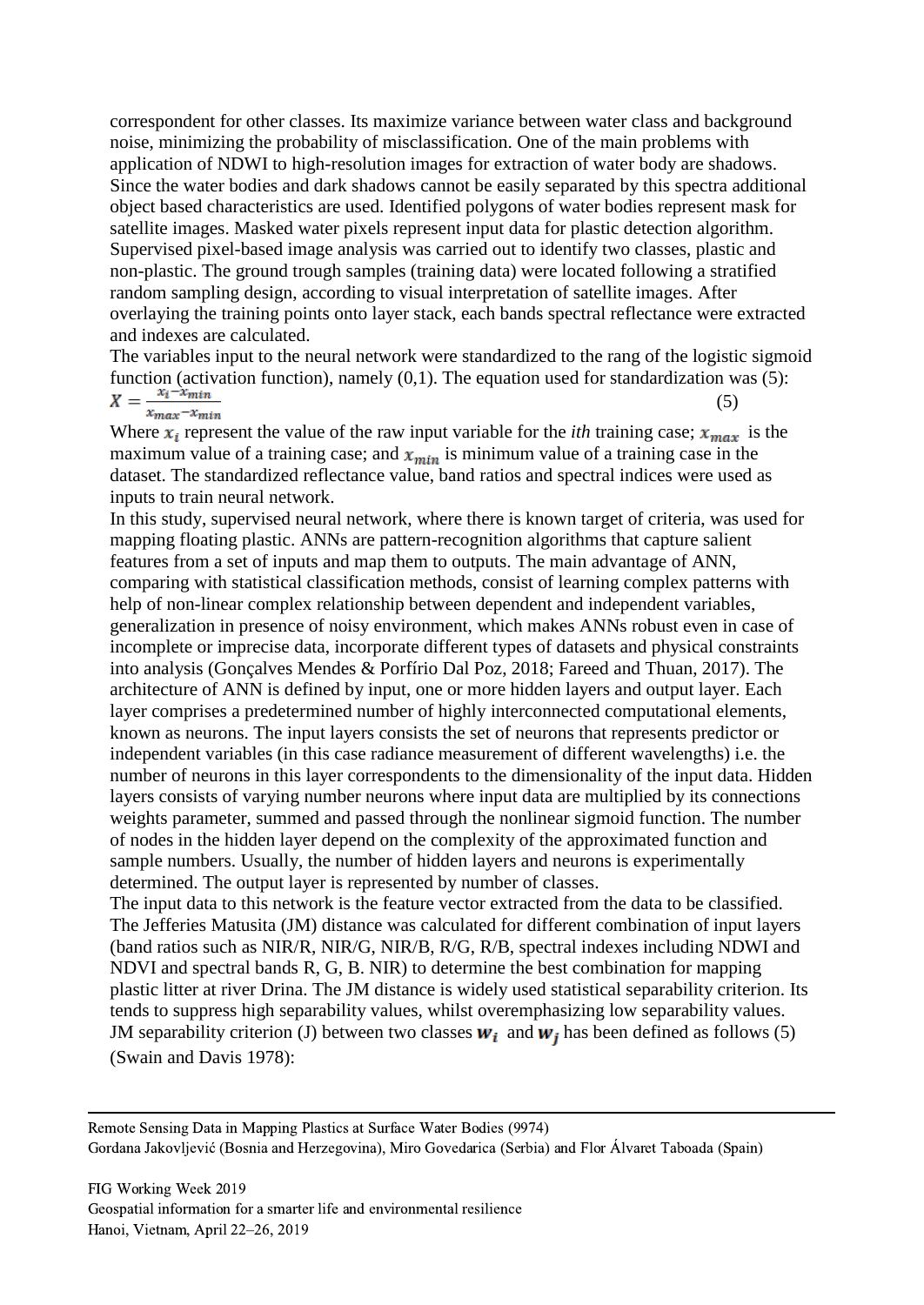correspondent for other classes. Its maximize variance between water class and background noise, minimizing the probability of misclassification. One of the main problems with application of NDWI to high-resolution images for extraction of water body are shadows. Since the water bodies and dark shadows cannot be easily separated by this spectra additional object based characteristics are used. Identified polygons of water bodies represent mask for satellite images. Masked water pixels represent input data for plastic detection algorithm. Supervised pixel-based image analysis was carried out to identify two classes, plastic and non-plastic. The ground trough samples (training data) were located following a stratified random sampling design, according to visual interpretation of satellite images. After overlaying the training points onto layer stack, each bands spectral reflectance were extracted and indexes are calculated.

The variables input to the neural network were standardized to the rang of the logistic sigmoid function (activation function), namely (0,1). The equation used for standardization was (5):

$$X = \frac{x_i - x_{min}}{x_{max} - x_{min}} \quad (5)$$

Where $x_i$ represent the value of the raw input variable for the *ith* training case; $x_{max}$ is the maximum value of a training case; and $x_{min}$ is minimum value of a training case in the dataset. The standardized reflectance value, band ratios and spectral indices were used as inputs to train neural network.

In this study, supervised neural network, where there is known target of criteria, was used for mapping floating plastic. ANNs are pattern-recognition algorithms that capture salient features from a set of inputs and map them to outputs. The main advantage of ANN, comparing with statistical classification methods, consist of learning complex patterns with help of non-linear complex relationship between dependent and independent variables, generalization in presence of noisy environment, which makes ANNs robust even in case of incomplete or imprecise data, incorporate different types of datasets and physical constraints into analysis (Gonçalves Mendes & Porfírio Dal Poz, 2018; Fareed and Thuan, 2017). The architecture of ANN is defined by input, one or more hidden layers and output layer. Each layer comprises a predetermined number of highly interconnected computational elements, known as neurons. The input layers consists the set of neurons that represents predictor or independent variables (in this case radiance measurement of different wavelengths) i.e. the number of neurons in this layer correspondents to the dimensionality of the input data. Hidden layers consists of varying number neurons where input data are multiplied by its connections weights parameter, summed and passed through the nonlinear sigmoid function. The number of nodes in the hidden layer depend on the complexity of the approximated function and sample numbers. Usually, the number of hidden layers and neurons is experimentally determined. The output layer is represented by number of classes.

The input data to this network is the feature vector extracted from the data to be classified. The Jefferies Matusita (JM) distance was calculated for different combination of input layers (band ratios such as NIR/R, NIR/G, NIR/B, R/G, R/B, spectral indexes including NDWI and NDVI and spectral bands R, G, B. NIR) to determine the best combination for mapping plastic litter at river Drina. The JM distance is widely used statistical separability criterion. Its tends to suppress high separability values, whilst overemphasizing low separability values. JM separability criterion (J) between two classes $\boldsymbol{w_i}$ and $\boldsymbol{w_j}$ has been defined as follows (5) (Swain and Davis 1978):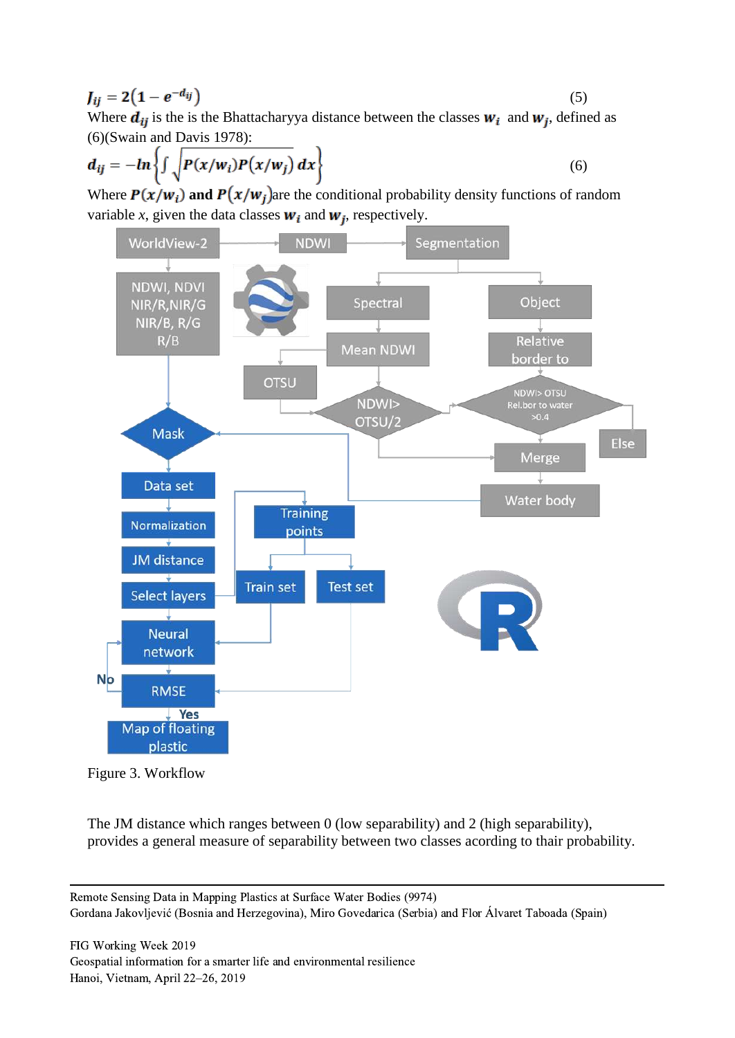$$J_{ij} = 2\left(1 - e^{-d_{ij}}\right) \tag{5}$$

Where $d_{ij}$ is the is the Bhattacharyya distance between the classes $w_i$ and $w_j$, defined as (6)(Swain and Davis 1978):

$$d_{ij} = -ln\left\{\int \sqrt{P(x/w_i)P(x/w_j)}\, dx\right\} \tag{6}$$

Where $P(x/w_i)$ **and** $P(x/w_j)$are the conditional probability density functions of random variable *x*, given the data classes $w_i$ and $w_j$, respectively.

Figure 3. Workflow

The JM distance which ranges between 0 (low separability) and 2 (high separability), provides a general measure of separability between two classes acording to thair probability.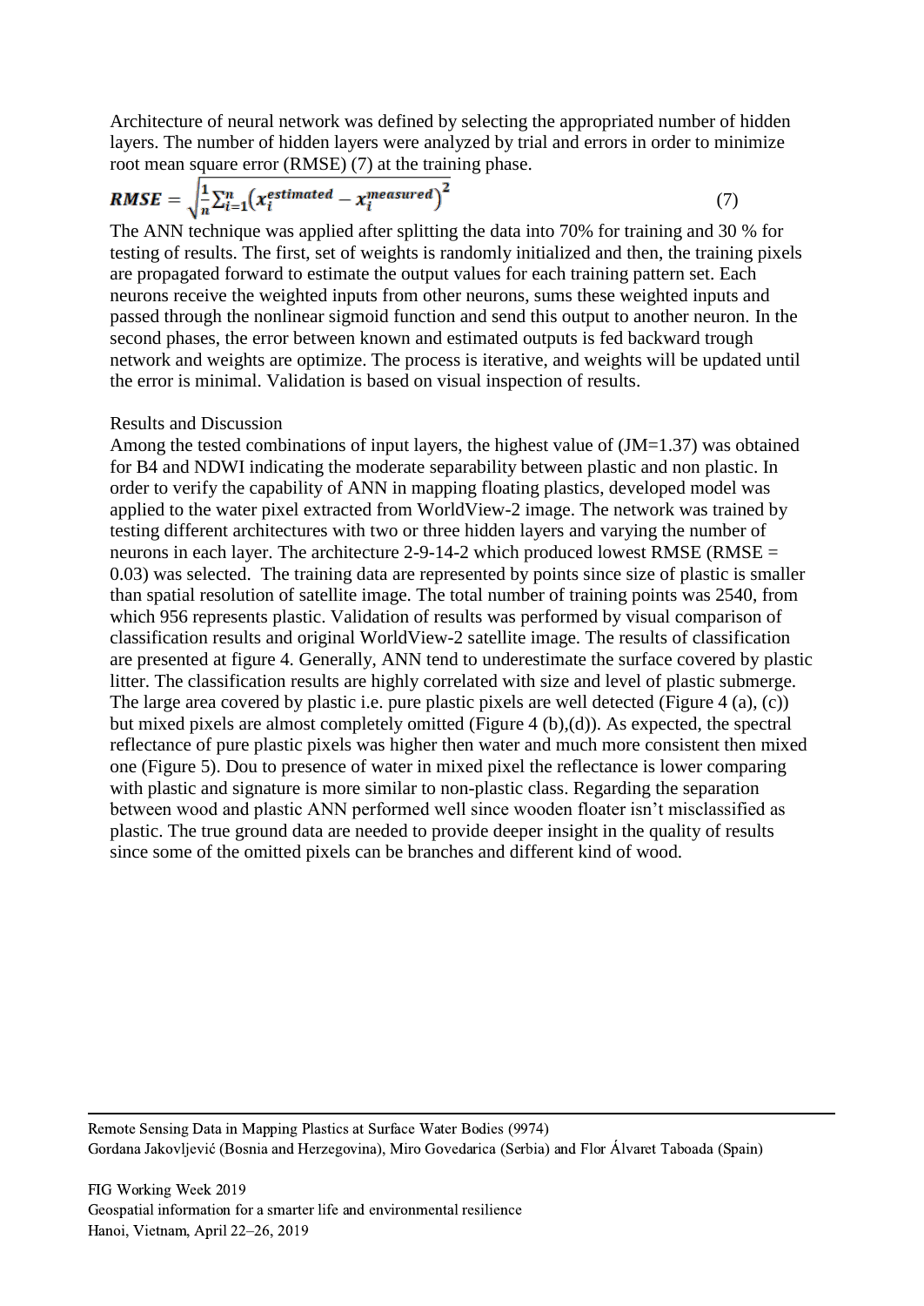Architecture of neural network was defined by selecting the appropriated number of hidden layers. The number of hidden layers were analyzed by trial and errors in order to minimize root mean square error (RMSE) (7) at the training phase.

$$\boldsymbol{RMSE} = \sqrt{\frac{1}{n}\sum_{i=1}^{n}\left(x_i^{estimated} - x_i^{measured}\right)^2} \tag{7}$$

The ANN technique was applied after splitting the data into 70% for training and 30 % for testing of results. The first, set of weights is randomly initialized and then, the training pixels are propagated forward to estimate the output values for each training pattern set. Each neurons receive the weighted inputs from other neurons, sums these weighted inputs and passed through the nonlinear sigmoid function and send this output to another neuron. In the second phases, the error between known and estimated outputs is fed backward trough network and weights are optimize. The process is iterative, and weights will be updated until the error is minimal. Validation is based on visual inspection of results.

Results and Discussion

Among the tested combinations of input layers, the highest value of (JM=1.37) was obtained for B4 and NDWI indicating the moderate separability between plastic and non plastic. In order to verify the capability of ANN in mapping floating plastics, developed model was applied to the water pixel extracted from WorldView-2 image. The network was trained by testing different architectures with two or three hidden layers and varying the number of neurons in each layer. The architecture 2-9-14-2 which produced lowest RMSE (RMSE = 0.03) was selected. The training data are represented by points since size of plastic is smaller than spatial resolution of satellite image. The total number of training points was 2540, from which 956 represents plastic. Validation of results was performed by visual comparison of classification results and original WorldView-2 satellite image. The results of classification are presented at figure 4. Generally, ANN tend to underestimate the surface covered by plastic litter. The classification results are highly correlated with size and level of plastic submerge. The large area covered by plastic i.e. pure plastic pixels are well detected (Figure 4 (a), (c)) but mixed pixels are almost completely omitted (Figure 4 (b),(d)). As expected, the spectral reflectance of pure plastic pixels was higher then water and much more consistent then mixed one (Figure 5). Dou to presence of water in mixed pixel the reflectance is lower comparing with plastic and signature is more similar to non-plastic class. Regarding the separation between wood and plastic ANN performed well since wooden floater isn't misclassified as plastic. The true ground data are needed to provide deeper insight in the quality of results since some of the omitted pixels can be branches and different kind of wood.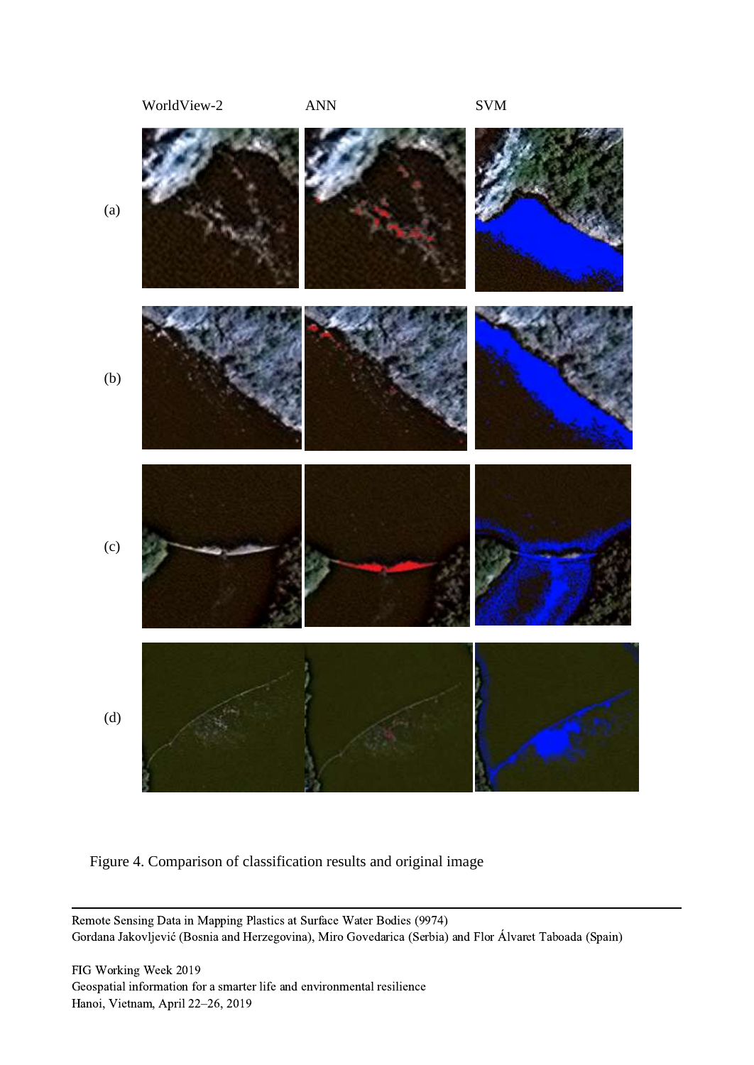Figure 4. Comparison of classification results and original image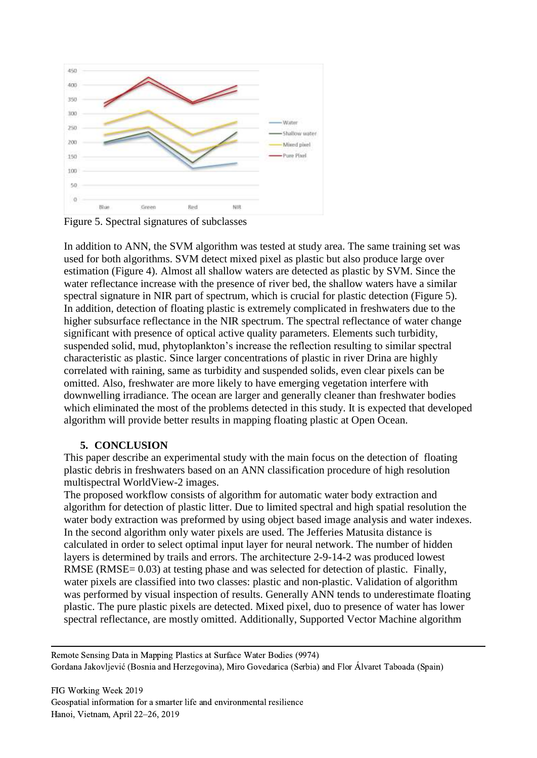Figure 5. Spectral signatures of subclasses

In addition to ANN, the SVM algorithm was tested at study area. The same training set was used for both algorithms. SVM detect mixed pixel as plastic but also produce large over estimation (Figure 4). Almost all shallow waters are detected as plastic by SVM. Since the water reflectance increase with the presence of river bed, the shallow waters have a similar spectral signature in NIR part of spectrum, which is crucial for plastic detection (Figure 5). In addition, detection of floating plastic is extremely complicated in freshwaters due to the higher subsurface reflectance in the NIR spectrum. The spectral reflectance of water change significant with presence of optical active quality parameters. Elements such turbidity, suspended solid, mud, phytoplankton's increase the reflection resulting to similar spectral characteristic as plastic. Since larger concentrations of plastic in river Drina are highly correlated with raining, same as turbidity and suspended solids, even clear pixels can be omitted. Also, freshwater are more likely to have emerging vegetation interfere with downwelling irradiance. The ocean are larger and generally cleaner than freshwater bodies which eliminated the most of the problems detected in this study. It is expected that developed algorithm will provide better results in mapping floating plastic at Open Ocean.

## 5. CONCLUSION

This paper describe an experimental study with the main focus on the detection of floating plastic debris in freshwaters based on an ANN classification procedure of high resolution multispectral WorldView-2 images.

The proposed workflow consists of algorithm for automatic water body extraction and algorithm for detection of plastic litter. Due to limited spectral and high spatial resolution the water body extraction was preformed by using object based image analysis and water indexes. In the second algorithm only water pixels are used. The Jefferies Matusita distance is calculated in order to select optimal input layer for neural network. The number of hidden layers is determined by trails and errors. The architecture 2-9-14-2 was produced lowest RMSE (RMSE= 0.03) at testing phase and was selected for detection of plastic. Finally, water pixels are classified into two classes: plastic and non-plastic. Validation of algorithm was performed by visual inspection of results. Generally ANN tends to underestimate floating plastic. The pure plastic pixels are detected. Mixed pixel, duo to presence of water has lower spectral reflectance, are mostly omitted. Additionally, Supported Vector Machine algorithm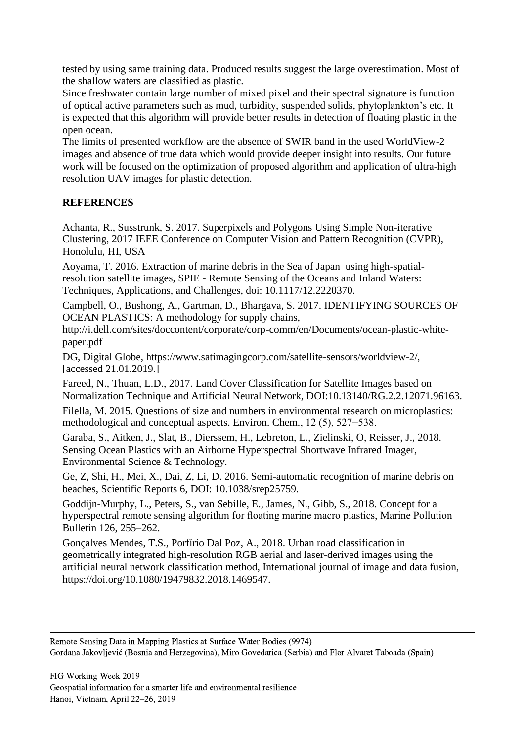tested by using same training data. Produced results suggest the large overestimation. Most of the shallow waters are classified as plastic.

Since freshwater contain large number of mixed pixel and their spectral signature is function of optical active parameters such as mud, turbidity, suspended solids, phytoplankton's etc. It is expected that this algorithm will provide better results in detection of floating plastic in the open ocean.

The limits of presented workflow are the absence of SWIR band in the used WorldView-2 images and absence of true data which would provide deeper insight into results. Our future work will be focused on the optimization of proposed algorithm and application of ultra-high resolution UAV images for plastic detection.

## REFERENCES

Achanta, R., Susstrunk, S. 2017. Superpixels and Polygons Using Simple Non-iterative Clustering, 2017 IEEE Conference on Computer Vision and Pattern Recognition (CVPR), Honolulu, HI, USA

Aoyama, T. 2016. Extraction of marine debris in the Sea of Japan using high-spatial-resolution satellite images, SPIE - Remote Sensing of the Oceans and Inland Waters: Techniques, Applications, and Challenges, doi: 10.1117/12.2220370.

Campbell, O., Bushong, A., Gartman, D., Bhargava, S. 2017. IDENTIFYING SOURCES OF OCEAN PLASTICS: A methodology for supply chains, http://i.dell.com/sites/doccontent/corporate/corp-comm/en/Documents/ocean-plastic-white-paper.pdf

DG, Digital Globe, https://www.satimagingcorp.com/satellite-sensors/worldview-2/, [accessed 21.01.2019.]

Fareed, N., Thuan, L.D., 2017. Land Cover Classification for Satellite Images based on Normalization Technique and Artificial Neural Network, DOI:10.13140/RG.2.2.12071.96163.

Filella, M. 2015. Questions of size and numbers in environmental research on microplastics: methodological and conceptual aspects. Environ. Chem., 12 (5), 527−538.

Garaba, S., Aitken, J., Slat, B., Dierssem, H., Lebreton, L., Zielinski, O, Reisser, J., 2018. Sensing Ocean Plastics with an Airborne Hyperspectral Shortwave Infrared Imager, Environmental Science & Technology.

Ge, Z, Shi, H., Mei, X., Dai, Z, Li, D. 2016. Semi-automatic recognition of marine debris on beaches, Scientific Reports 6, DOI: 10.1038/srep25759.

Goddijn-Murphy, L., Peters, S., van Sebille, E., James, N., Gibb, S., 2018. Concept for a hyperspectral remote sensing algorithm for floating marine macro plastics, Marine Pollution Bulletin 126, 255–262.

Gonçalves Mendes, T.S., Porfírio Dal Poz, A., 2018. Urban road classification in geometrically integrated high-resolution RGB aerial and laser-derived images using the artificial neural network classification method, International journal of image and data fusion, https://doi.org/10.1080/19479832.2018.1469547.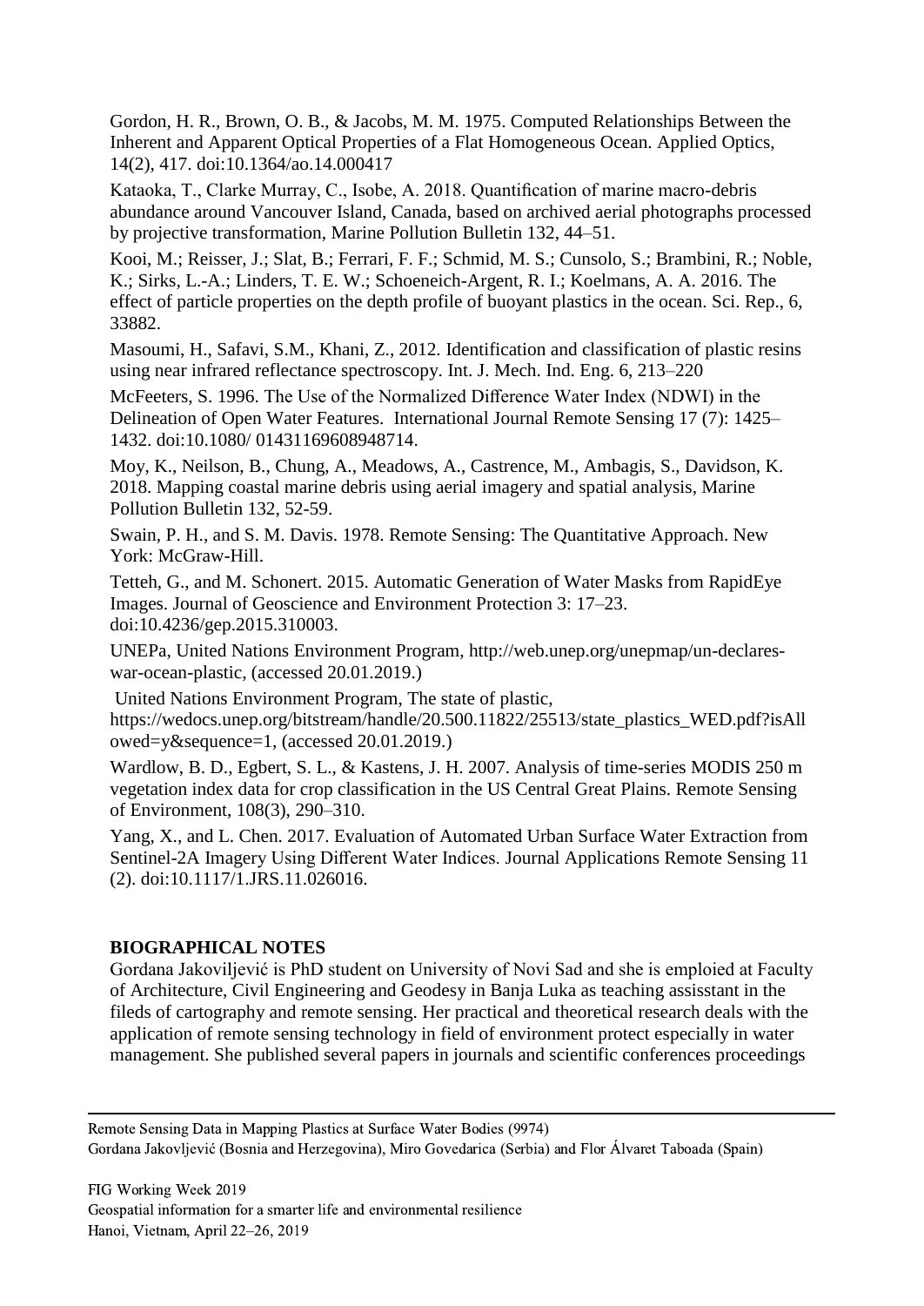Gordon, H. R., Brown, O. B., & Jacobs, M. M. 1975. Computed Relationships Between the Inherent and Apparent Optical Properties of a Flat Homogeneous Ocean. Applied Optics, 14(2), 417. doi:10.1364/ao.14.000417

Kataoka, T., Clarke Murray, C., Isobe, A. 2018. Quantification of marine macro-debris abundance around Vancouver Island, Canada, based on archived aerial photographs processed by projective transformation, Marine Pollution Bulletin 132, 44–51.

Kooi, M.; Reisser, J.; Slat, B.; Ferrari, F. F.; Schmid, M. S.; Cunsolo, S.; Brambini, R.; Noble, K.; Sirks, L.-A.; Linders, T. E. W.; Schoeneich-Argent, R. I.; Koelmans, A. A. 2016. The effect of particle properties on the depth profile of buoyant plastics in the ocean. Sci. Rep., 6, 33882.

Masoumi, H., Safavi, S.M., Khani, Z., 2012. Identification and classification of plastic resins using near infrared reflectance spectroscopy. Int. J. Mech. Ind. Eng. 6, 213–220

McFeeters, S. 1996. The Use of the Normalized Difference Water Index (NDWI) in the Delineation of Open Water Features. International Journal Remote Sensing 17 (7): 1425–1432. doi:10.1080/ 01431169608948714.

Moy, K., Neilson, B., Chung, A., Meadows, A., Castrence, M., Ambagis, S., Davidson, K. 2018. Mapping coastal marine debris using aerial imagery and spatial analysis, Marine Pollution Bulletin 132, 52-59.

Swain, P. H., and S. M. Davis. 1978. Remote Sensing: The Quantitative Approach. New York: McGraw-Hill.

Tetteh, G., and M. Schonert. 2015. Automatic Generation of Water Masks from RapidEye Images. Journal of Geoscience and Environment Protection 3: 17–23. doi:10.4236/gep.2015.310003.

UNEPa, United Nations Environment Program, http://web.unep.org/unepmap/un-declares-war-ocean-plastic, (accessed 20.01.2019.)

United Nations Environment Program, The state of plastic, https://wedocs.unep.org/bitstream/handle/20.500.11822/25513/state_plastics_WED.pdf?isAllowed=y&sequence=1, (accessed 20.01.2019.)

Wardlow, B. D., Egbert, S. L., & Kastens, J. H. 2007. Analysis of time-series MODIS 250 m vegetation index data for crop classification in the US Central Great Plains. Remote Sensing of Environment, 108(3), 290–310.

Yang, X., and L. Chen. 2017. Evaluation of Automated Urban Surface Water Extraction from Sentinel-2A Imagery Using Different Water Indices. Journal Applications Remote Sensing 11 (2). doi:10.1117/1.JRS.11.026016.

## BIOGRAPHICAL NOTES

Gordana Jakoviljević is PhD student on University of Novi Sad and she is emploied at Faculty of Architecture, Civil Engineering and Geodesy in Banja Luka as teaching assisstant in the fileds of cartography and remote sensing. Her practical and theoretical research deals with the application of remote sensing technology in field of environment protect especially in water management. She published several papers in journals and scientific conferences proceedings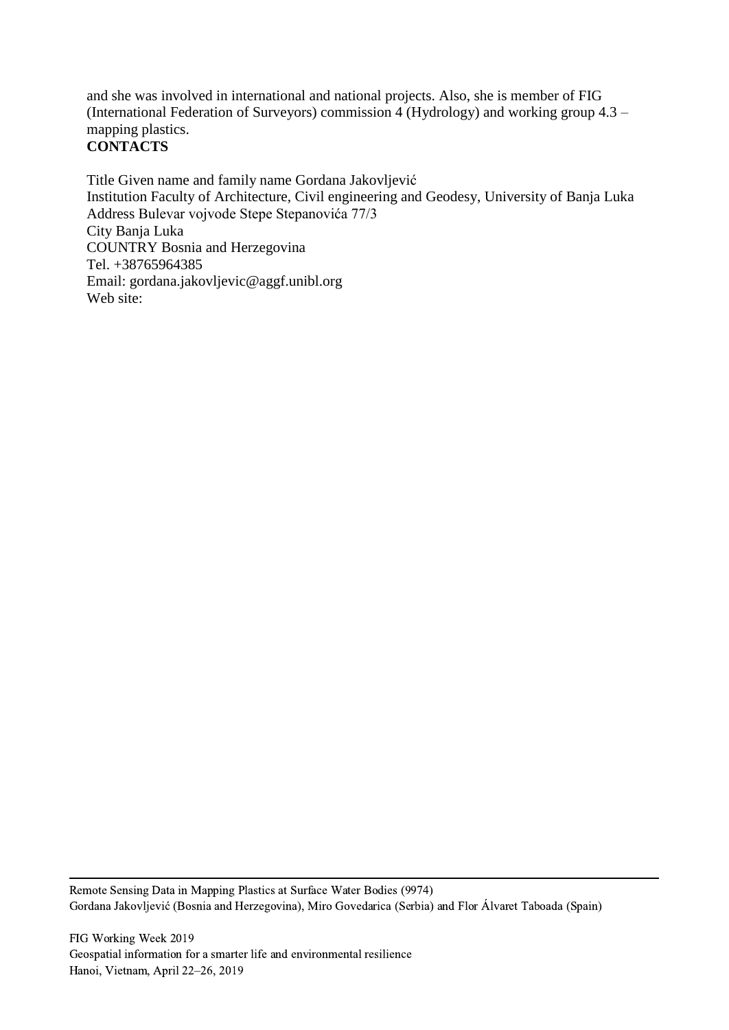and she was involved in international and national projects. Also, she is member of FIG (International Federation of Surveyors) commission 4 (Hydrology) and working group 4.3 – mapping plastics.

**CONTACTS**

Title Given name and family name Gordana Jakovljević
Institution Faculty of Architecture, Civil engineering and Geodesy, University of Banja Luka
Address Bulevar vojvode Stepe Stepanovića 77/3
City Banja Luka
COUNTRY Bosnia and Herzegovina
Tel. +38765964385
Email: gordana.jakovljevic@aggf.unibl.org
Web site: